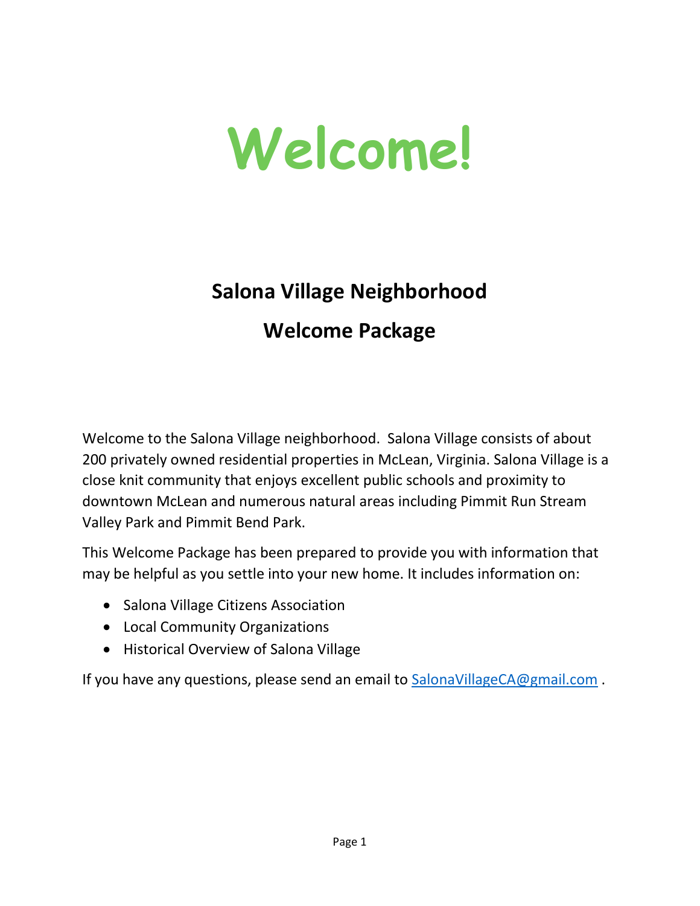# Welcome!

## Salona Village Neighborhood

## Welcome Package

Welcome to the Salona Village neighborhood. Salona Village consists of about 200 privately owned residential properties in McLean, Virginia. Salona Village is a close knit community that enjoys excellent public schools and proximity to downtown McLean and numerous natural areas including Pimmit Run Stream Valley Park and Pimmit Bend Park.

This Welcome Package has been prepared to provide you with information that may be helpful as you settle into your new home. It includes information on:

- Salona Village Citizens Association
- Local Community Organizations
- Historical Overview of Salona Village

If you have any questions, please send an email to [SalonaVillageCA@gmail.com](mailto:SalonaVillageCA@gmail.com) .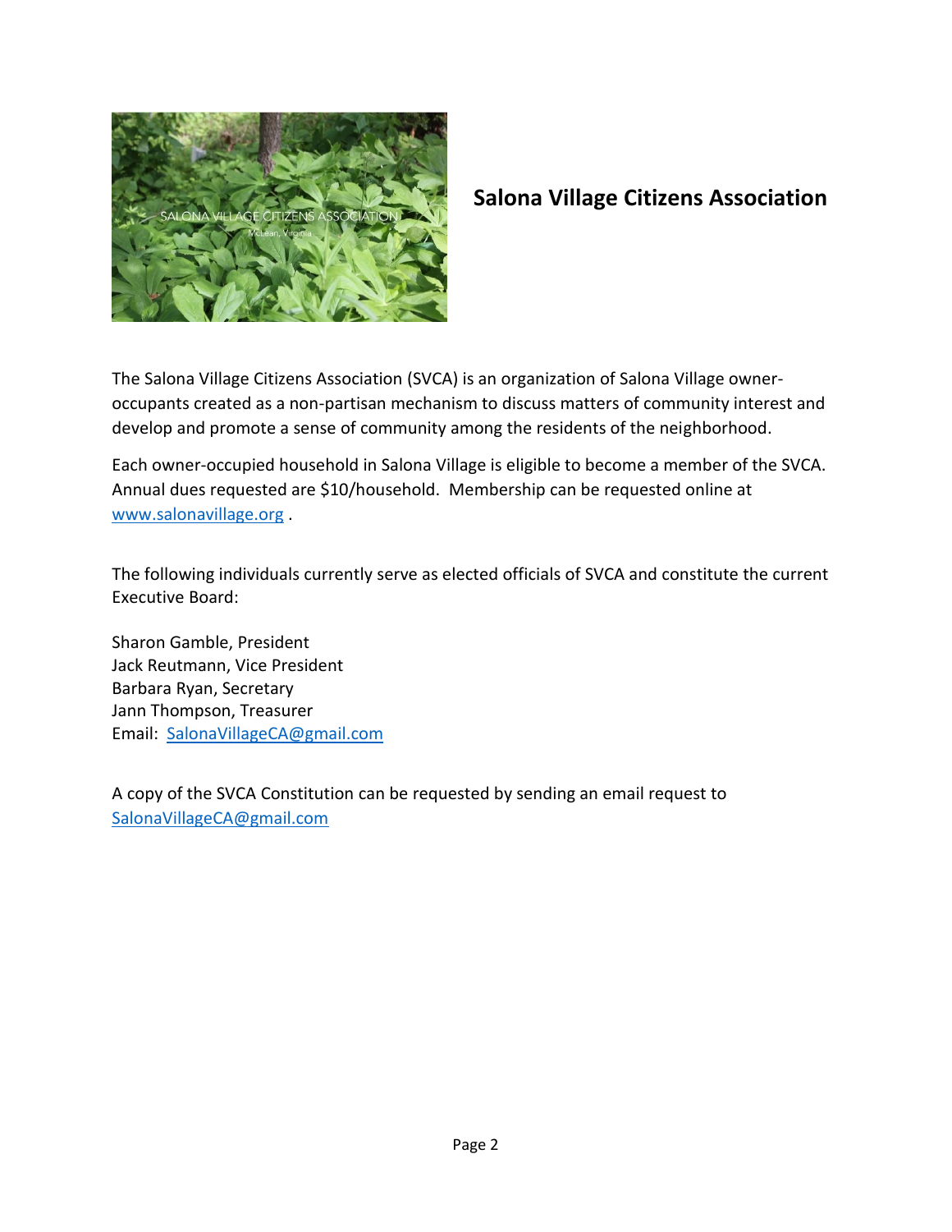# Salona Village Citizens Association

The Salona Village Citizens Association (SVCA) is an organization of Salona Village owner-occupants created as a non-partisan mechanism to discuss matters of community interest and develop and promote a sense of community among the residents of the neighborhood.

Each owner-occupied household in Salona Village is eligible to become a member of the SVCA. Annual dues requested are $10/household. Membership can be requested online at [www.salonavillage.org](http://www.salonavillage.org) .

The following individuals currently serve as elected officials of SVCA and constitute the current Executive Board:

Sharon Gamble, President
Jack Reutmann, Vice President
Barbara Ryan, Secretary
Jann Thompson, Treasurer
Email: [SalonaVillageCA@gmail.com](mailto:SalonaVillageCA@gmail.com)

A copy of the SVCA Constitution can be requested by sending an email request to [SalonaVillageCA@gmail.com](mailto:SalonaVillageCA@gmail.com)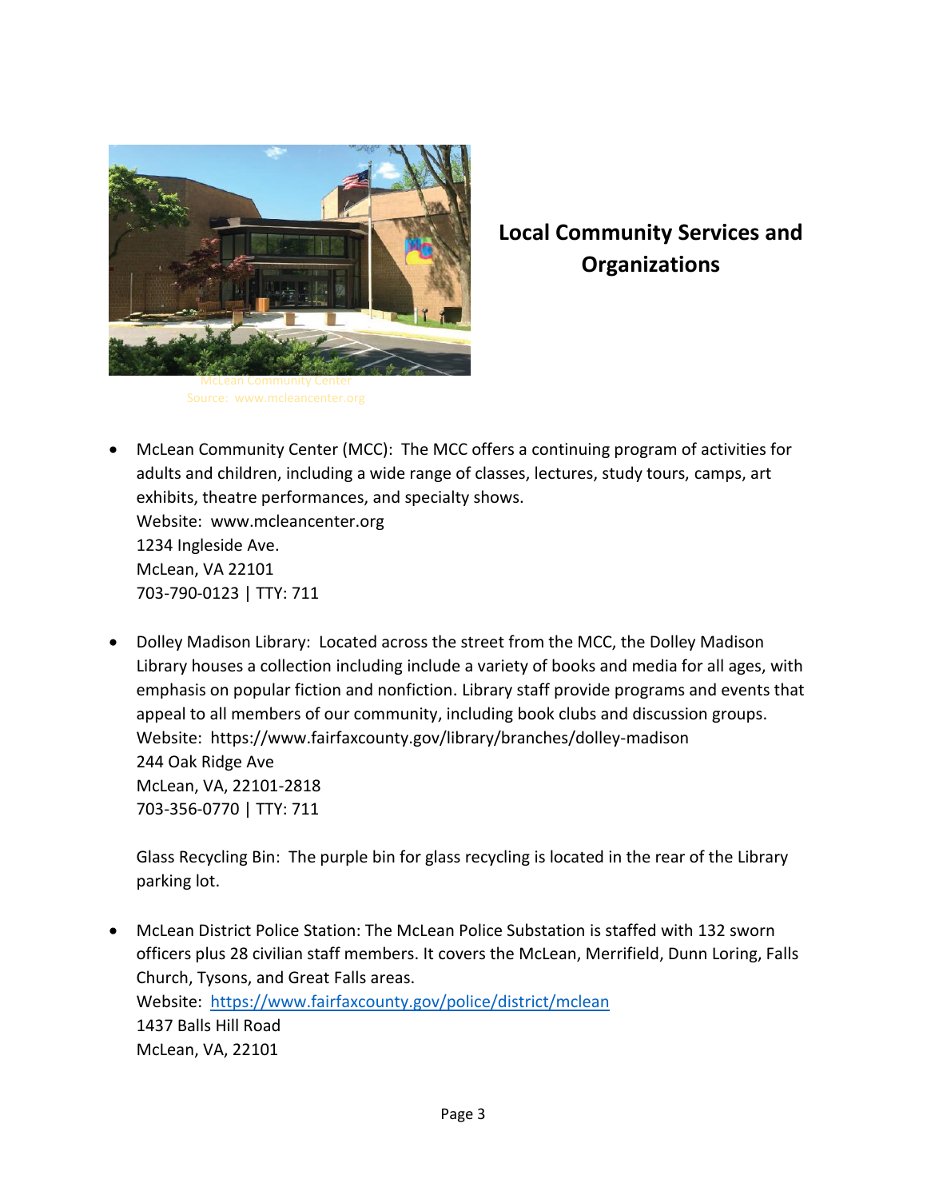McLean Community Center
Source: www.mcleancenter.org

## Local Community Services and Organizations

- McLean Community Center (MCC): The MCC offers a continuing program of activities for adults and children, including a wide range of classes, lectures, study tours, camps, art exhibits, theatre performances, and specialty shows.
  Website: www.mcleancenter.org
  1234 Ingleside Ave.
  McLean, VA 22101
  703-790-0123 | TTY: 711

- Dolley Madison Library: Located across the street from the MCC, the Dolley Madison Library houses a collection including include a variety of books and media for all ages, with emphasis on popular fiction and nonfiction. Library staff provide programs and events that appeal to all members of our community, including book clubs and discussion groups.
  Website: https://www.fairfaxcounty.gov/library/branches/dolley-madison
  244 Oak Ridge Ave
  McLean, VA, 22101-2818
  703-356-0770 | TTY: 711

  Glass Recycling Bin: The purple bin for glass recycling is located in the rear of the Library parking lot.

- McLean District Police Station: The McLean Police Substation is staffed with 132 sworn officers plus 28 civilian staff members. It covers the McLean, Merrifield, Dunn Loring, Falls Church, Tysons, and Great Falls areas.
  Website: [https://www.fairfaxcounty.gov/police/district/mclean](https://www.fairfaxcounty.gov/police/district/mclean)
  1437 Balls Hill Road
  McLean, VA, 22101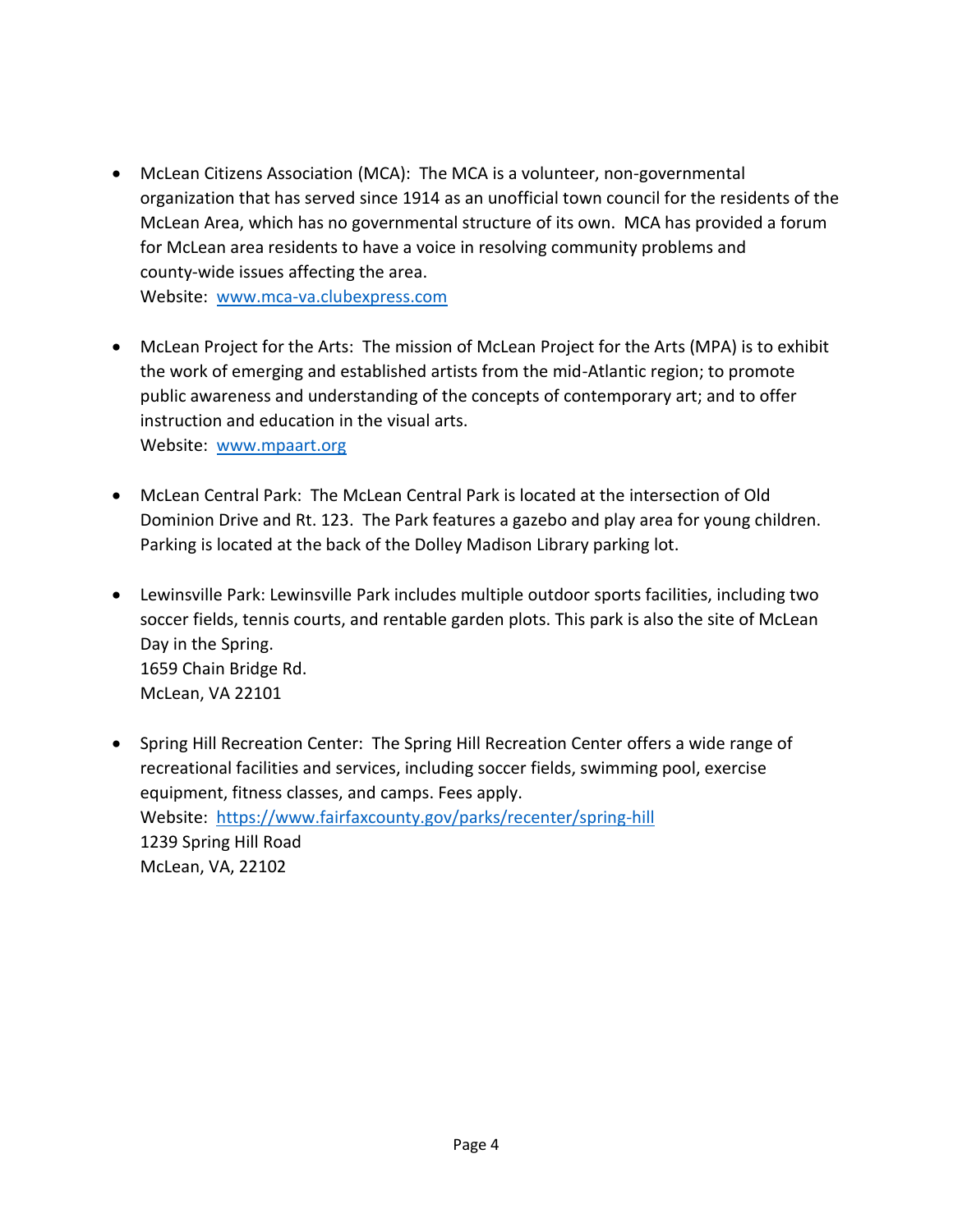- McLean Citizens Association (MCA): The MCA is a volunteer, non-governmental organization that has served since 1914 as an unofficial town council for the residents of the McLean Area, which has no governmental structure of its own. MCA has provided a forum for McLean area residents to have a voice in resolving community problems and county-wide issues affecting the area.
  Website: [www.mca-va.clubexpress.com](www.mca-va.clubexpress.com)

- McLean Project for the Arts: The mission of McLean Project for the Arts (MPA) is to exhibit the work of emerging and established artists from the mid-Atlantic region; to promote public awareness and understanding of the concepts of contemporary art; and to offer instruction and education in the visual arts.
  Website: [www.mpaart.org](www.mpaart.org)

- McLean Central Park: The McLean Central Park is located at the intersection of Old Dominion Drive and Rt. 123. The Park features a gazebo and play area for young children. Parking is located at the back of the Dolley Madison Library parking lot.

- Lewinsville Park: Lewinsville Park includes multiple outdoor sports facilities, including two soccer fields, tennis courts, and rentable garden plots. This park is also the site of McLean Day in the Spring.
  1659 Chain Bridge Rd.
  McLean, VA 22101

- Spring Hill Recreation Center: The Spring Hill Recreation Center offers a wide range of recreational facilities and services, including soccer fields, swimming pool, exercise equipment, fitness classes, and camps. Fees apply.
  Website: [https://www.fairfaxcounty.gov/parks/recenter/spring-hill](https://www.fairfaxcounty.gov/parks/recenter/spring-hill)
  1239 Spring Hill Road
  McLean, VA, 22102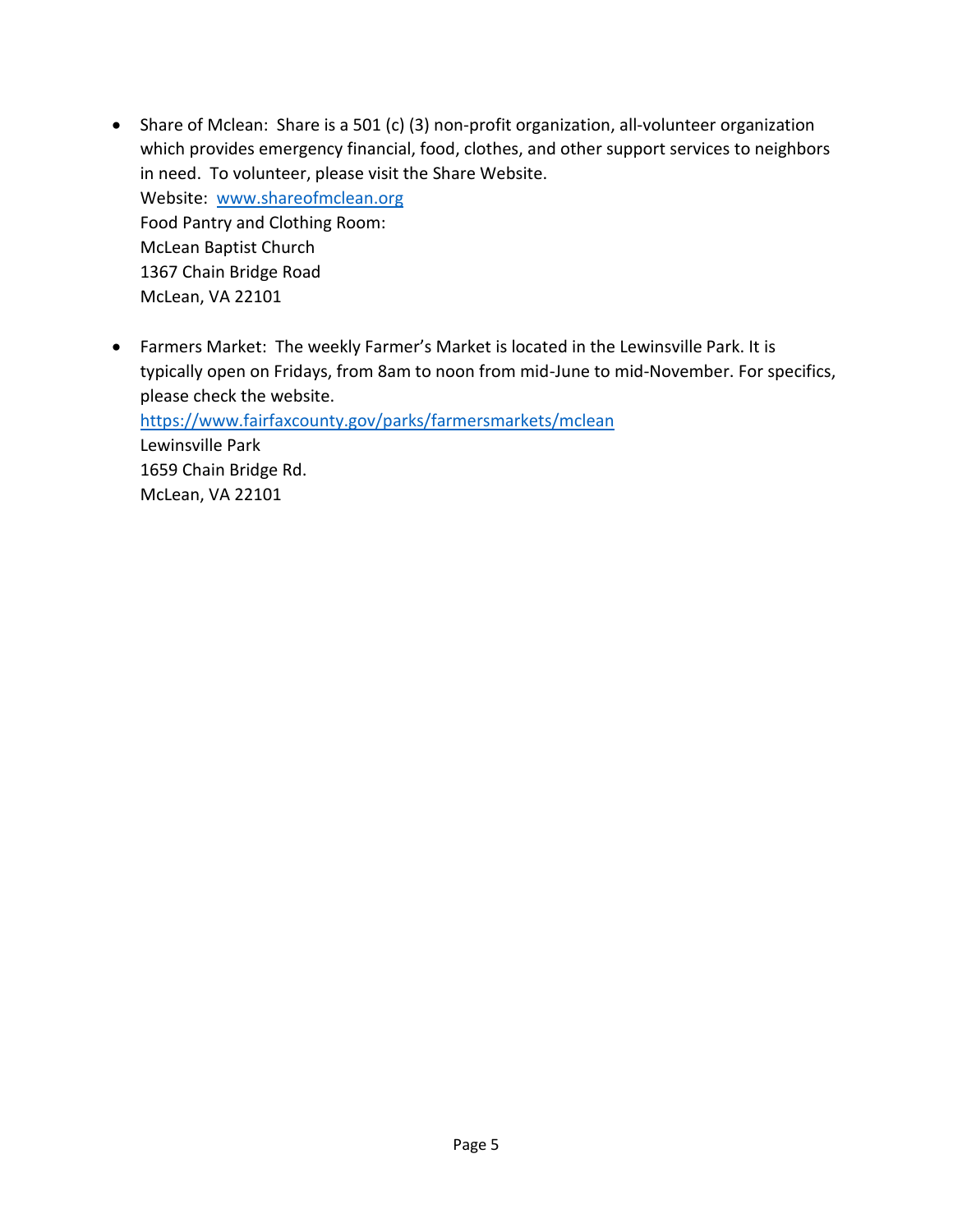- Share of Mclean: Share is a 501 (c) (3) non-profit organization, all-volunteer organization which provides emergency financial, food, clothes, and other support services to neighbors in need. To volunteer, please visit the Share Website.
  Website: [www.shareofmclean.org](http://www.shareofmclean.org)
  Food Pantry and Clothing Room:
  McLean Baptist Church
  1367 Chain Bridge Road
  McLean, VA 22101

- Farmers Market: The weekly Farmer's Market is located in the Lewinsville Park. It is typically open on Fridays, from 8am to noon from mid-June to mid-November. For specifics, please check the website.
  [https://www.fairfaxcounty.gov/parks/farmersmarkets/mclean](https://www.fairfaxcounty.gov/parks/farmersmarkets/mclean)
  Lewinsville Park
  1659 Chain Bridge Rd.
  McLean, VA 22101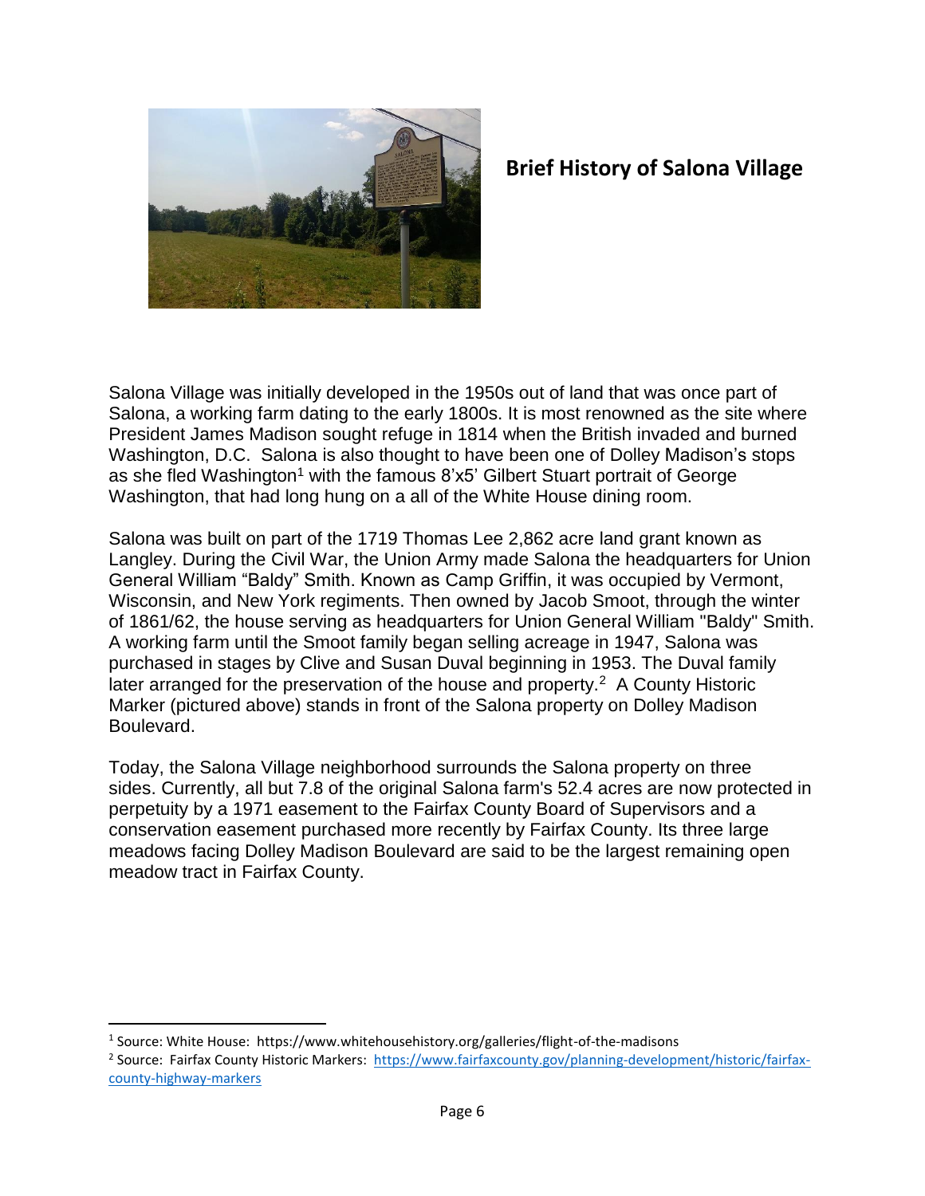## Brief History of Salona Village

Salona Village was initially developed in the 1950s out of land that was once part of Salona, a working farm dating to the early 1800s. It is most renowned as the site where President James Madison sought refuge in 1814 when the British invaded and burned Washington, D.C. Salona is also thought to have been one of Dolley Madison's stops as she fled Washington[1] with the famous 8'x5' Gilbert Stuart portrait of George Washington, that had long hung on a all of the White House dining room.

Salona was built on part of the 1719 Thomas Lee 2,862 acre land grant known as Langley. During the Civil War, the Union Army made Salona the headquarters for Union General William "Baldy" Smith. Known as Camp Griffin, it was occupied by Vermont, Wisconsin, and New York regiments. Then owned by Jacob Smoot, through the winter of 1861/62, the house serving as headquarters for Union General William "Baldy" Smith. A working farm until the Smoot family began selling acreage in 1947, Salona was purchased in stages by Clive and Susan Duval beginning in 1953. The Duval family later arranged for the preservation of the house and property.[2] A County Historic Marker (pictured above) stands in front of the Salona property on Dolley Madison Boulevard.

Today, the Salona Village neighborhood surrounds the Salona property on three sides. Currently, all but 7.8 of the original Salona farm's 52.4 acres are now protected in perpetuity by a 1971 easement to the Fairfax County Board of Supervisors and a conservation easement purchased more recently by Fairfax County. Its three large meadows facing Dolley Madison Boulevard are said to be the largest remaining open meadow tract in Fairfax County.

---

[1] Source: White House: https://www.whitehousehistory.org/galleries/flight-of-the-madisons

[2] Source: Fairfax County Historic Markers: https://www.fairfaxcounty.gov/planning-development/historic/fairfax-county-highway-markers